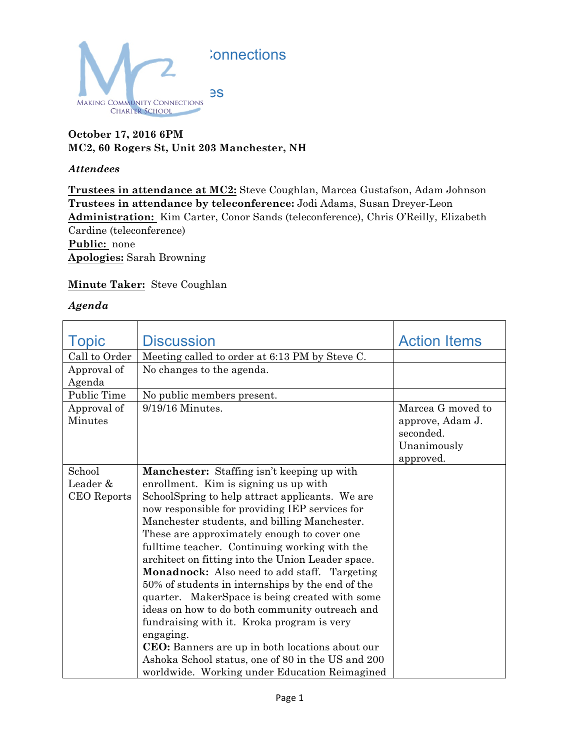Connections

es

MAKING COMMUNITY CONNECTIONS CHARTER SCHOOL

**October 17, 2016 6PM**
**MC2, 60 Rogers St, Unit 203 Manchester, NH**

***Attendees***

**Trustees in attendance at MC2:** Steve Coughlan, Marcea Gustafson, Adam Johnson
**Trustees in attendance by teleconference:** Jodi Adams, Susan Dreyer-Leon
**Administration:** Kim Carter, Conor Sands (teleconference), Chris O'Reilly, Elizabeth Cardine (teleconference)
**Public:** none
**Apologies:** Sarah Browning

**Minute Taker:** Steve Coughlan

***Agenda***

| Topic | Discussion | Action Items |
|---|---|---|
| Call to Order | Meeting called to order at 6:13 PM by Steve C. | |
| Approval of Agenda | No changes to the agenda. | |
| Public Time | No public members present. | |
| Approval of Minutes | 9/19/16 Minutes. | Marcea G moved to approve, Adam J. seconded. Unanimously approved. |
| School Leader & CEO Reports | **Manchester:** Staffing isn't keeping up with enrollment. Kim is signing us up with SchoolSpring to help attract applicants. We are now responsible for providing IEP services for Manchester students, and billing Manchester. These are approximately enough to cover one fulltime teacher. Continuing working with the architect on fitting into the Union Leader space. **Monadnock:** Also need to add staff. Targeting 50% of students in internships by the end of the quarter. MakerSpace is being created with some ideas on how to do both community outreach and fundraising with it. Kroka program is very engaging. **CEO:** Banners are up in both locations about our Ashoka School status, one of 80 in the US and 200 worldwide. Working under Education Reimagined | |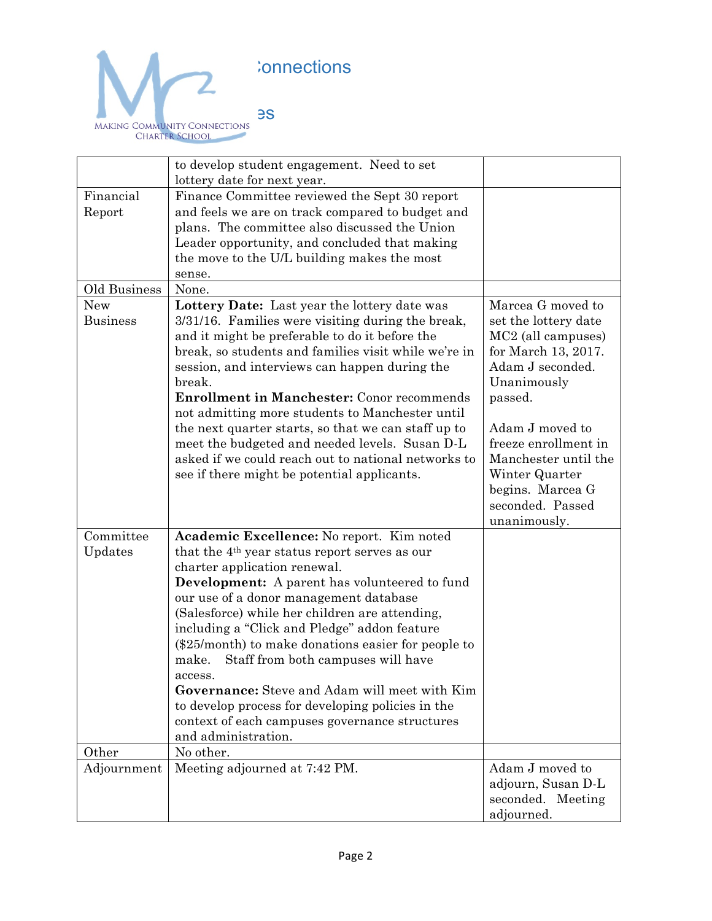| | | |
|---|---|---|
| | to develop student engagement. Need to set lottery date for next year. | |
| Financial Report | Finance Committee reviewed the Sept 30 report and feels we are on track compared to budget and plans. The committee also discussed the Union Leader opportunity, and concluded that making the move to the U/L building makes the most sense. | |
| Old Business | None. | |
| New Business | **Lottery Date:** Last year the lottery date was 3/31/16. Families were visiting during the break, and it might be preferable to do it before the break, so students and families visit while we're in session, and interviews can happen during the break.<br>**Enrollment in Manchester:** Conor recommends not admitting more students to Manchester until the next quarter starts, so that we can staff up to meet the budgeted and needed levels. Susan D-L asked if we could reach out to national networks to see if there might be potential applicants. | Marcea G moved to set the lottery date MC2 (all campuses) for March 13, 2017. Adam J seconded. Unanimously passed.<br><br>Adam J moved to freeze enrollment in Manchester until the Winter Quarter begins. Marcea G seconded. Passed unanimously. |
| Committee Updates | **Academic Excellence:** No report. Kim noted that the 4th year status report serves as our charter application renewal.<br>**Development:** A parent has volunteered to fund our use of a donor management database (Salesforce) while her children are attending, including a "Click and Pledge" addon feature ($25/month) to make donations easier for people to make. Staff from both campuses will have access.<br>**Governance:** Steve and Adam will meet with Kim to develop process for developing policies in the context of each campuses governance structures and administration. | |
| Other | No other. | |
| Adjournment | Meeting adjourned at 7:42 PM. | Adam J moved to adjourn, Susan D-L seconded. Meeting adjourned. |